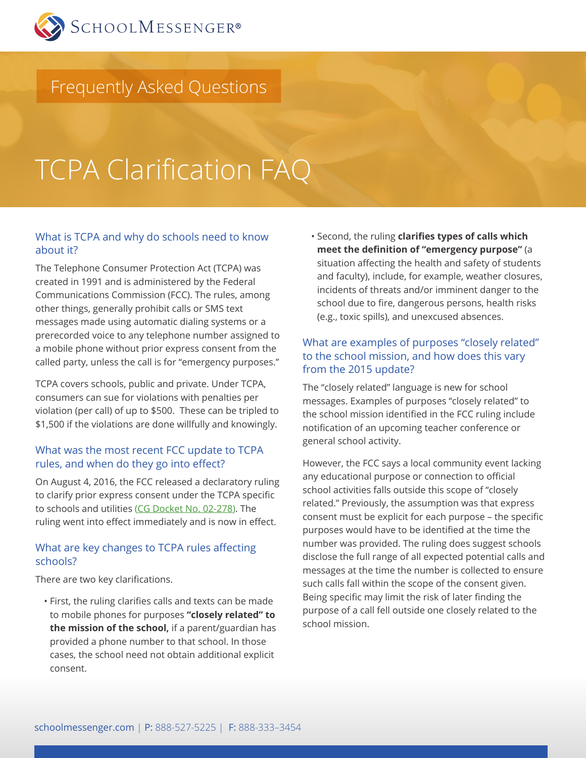SchoolMessenger®

Frequently Asked Questions

# TCPA Clarification FAQ

## What is TCPA and why do schools need to know about it?

The Telephone Consumer Protection Act (TCPA) was created in 1991 and is administered by the Federal Communications Commission (FCC). The rules, among other things, generally prohibit calls or SMS text messages made using automatic dialing systems or a prerecorded voice to any telephone number assigned to a mobile phone without prior express consent from the called party, unless the call is for "emergency purposes."

TCPA covers schools, public and private. Under TCPA, consumers can sue for violations with penalties per violation (per call) of up to $500. These can be tripled to $1,500 if the violations are done willfully and knowingly.

## What was the most recent FCC update to TCPA rules, and when do they go into effect?

On August 4, 2016, the FCC released a declaratory ruling to clarify prior express consent under the TCPA specific to schools and utilities (CG Docket No. 02-278). The ruling went into effect immediately and is now in effect.

## What are key changes to TCPA rules affecting schools?

There are two key clarifications.

- First, the ruling clarifies calls and texts can be made to mobile phones for purposes **"closely related" to the mission of the school,** if a parent/guardian has provided a phone number to that school. In those cases, the school need not obtain additional explicit consent.
- Second, the ruling **clarifies types of calls which meet the definition of "emergency purpose"** (a situation affecting the health and safety of students and faculty), include, for example, weather closures, incidents of threats and/or imminent danger to the school due to fire, dangerous persons, health risks (e.g., toxic spills), and unexcused absences.

## What are examples of purposes "closely related" to the school mission, and how does this vary from the 2015 update?

The "closely related" language is new for school messages. Examples of purposes "closely related" to the school mission identified in the FCC ruling include notification of an upcoming teacher conference or general school activity.

However, the FCC says a local community event lacking any educational purpose or connection to official school activities falls outside this scope of "closely related." Previously, the assumption was that express consent must be explicit for each purpose – the specific purposes would have to be identified at the time the number was provided. The ruling does suggest schools disclose the full range of all expected potential calls and messages at the time the number is collected to ensure such calls fall within the scope of the consent given. Being specific may limit the risk of later finding the purpose of a call fell outside one closely related to the school mission.

schoolmessenger.com | P: 888-527-5225 | F: 888-333–3454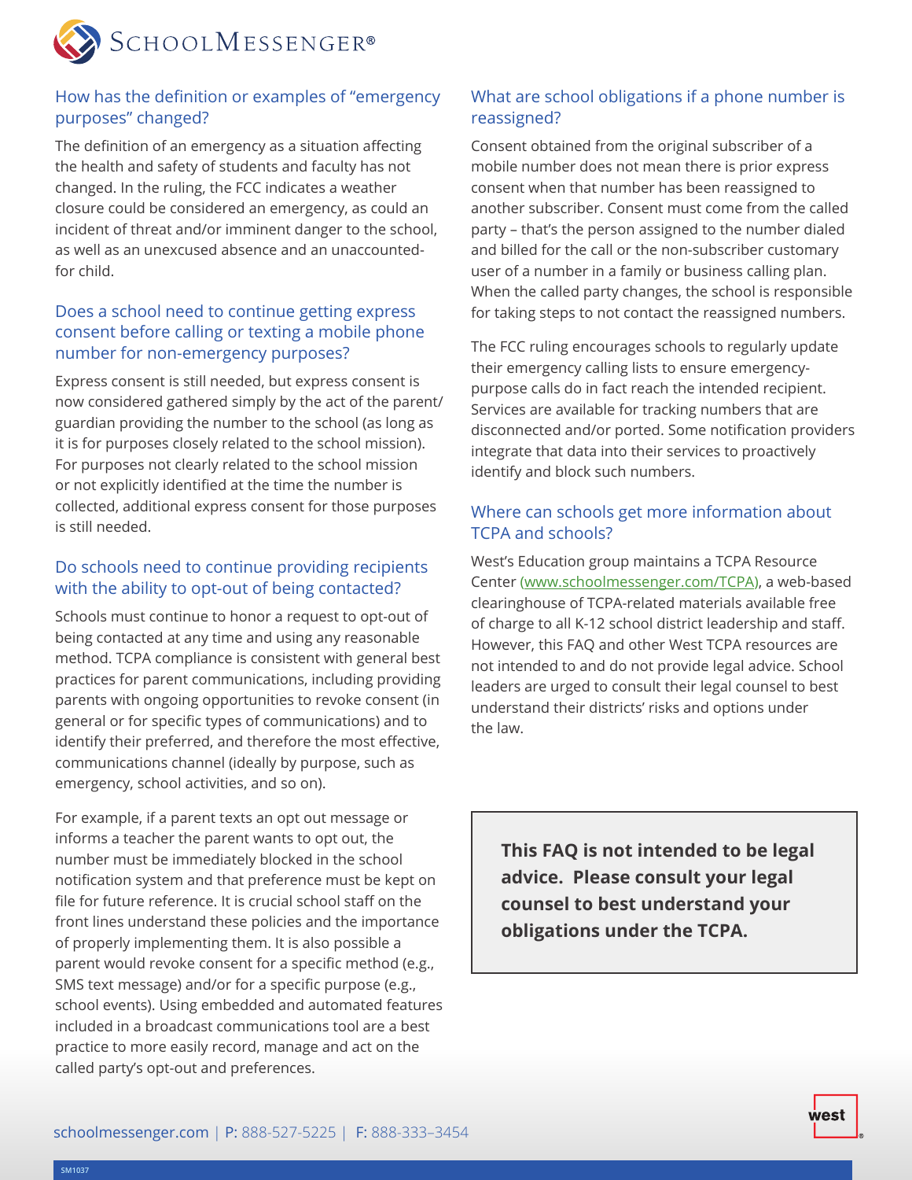## How has the definition or examples of "emergency purposes" changed?

The definition of an emergency as a situation affecting the health and safety of students and faculty has not changed. In the ruling, the FCC indicates a weather closure could be considered an emergency, as could an incident of threat and/or imminent danger to the school, as well as an unexcused absence and an unaccounted-for child.

## Does a school need to continue getting express consent before calling or texting a mobile phone number for non-emergency purposes?

Express consent is still needed, but express consent is now considered gathered simply by the act of the parent/guardian providing the number to the school (as long as it is for purposes closely related to the school mission). For purposes not clearly related to the school mission or not explicitly identified at the time the number is collected, additional express consent for those purposes is still needed.

## Do schools need to continue providing recipients with the ability to opt-out of being contacted?

Schools must continue to honor a request to opt-out of being contacted at any time and using any reasonable method. TCPA compliance is consistent with general best practices for parent communications, including providing parents with ongoing opportunities to revoke consent (in general or for specific types of communications) and to identify their preferred, and therefore the most effective, communications channel (ideally by purpose, such as emergency, school activities, and so on).

For example, if a parent texts an opt out message or informs a teacher the parent wants to opt out, the number must be immediately blocked in the school notification system and that preference must be kept on file for future reference. It is crucial school staff on the front lines understand these policies and the importance of properly implementing them. It is also possible a parent would revoke consent for a specific method (e.g., SMS text message) and/or for a specific purpose (e.g., school events). Using embedded and automated features included in a broadcast communications tool are a best practice to more easily record, manage and act on the called party's opt-out and preferences.

## What are school obligations if a phone number is reassigned?

Consent obtained from the original subscriber of a mobile number does not mean there is prior express consent when that number has been reassigned to another subscriber. Consent must come from the called party – that's the person assigned to the number dialed and billed for the call or the non-subscriber customary user of a number in a family or business calling plan. When the called party changes, the school is responsible for taking steps to not contact the reassigned numbers.

The FCC ruling encourages schools to regularly update their emergency calling lists to ensure emergency-purpose calls do in fact reach the intended recipient. Services are available for tracking numbers that are disconnected and/or ported. Some notification providers integrate that data into their services to proactively identify and block such numbers.

## Where can schools get more information about TCPA and schools?

West's Education group maintains a TCPA Resource Center (www.schoolmessenger.com/TCPA), a web-based clearinghouse of TCPA-related materials available free of charge to all K-12 school district leadership and staff. However, this FAQ and other West TCPA resources are not intended to and do not provide legal advice. School leaders are urged to consult their legal counsel to best understand their districts' risks and options under the law.

**This FAQ is not intended to be legal advice. Please consult your legal counsel to best understand your obligations under the TCPA.**

schoolmessenger.com | P: 888-527-5225 | F: 888-333–3454

SM1037